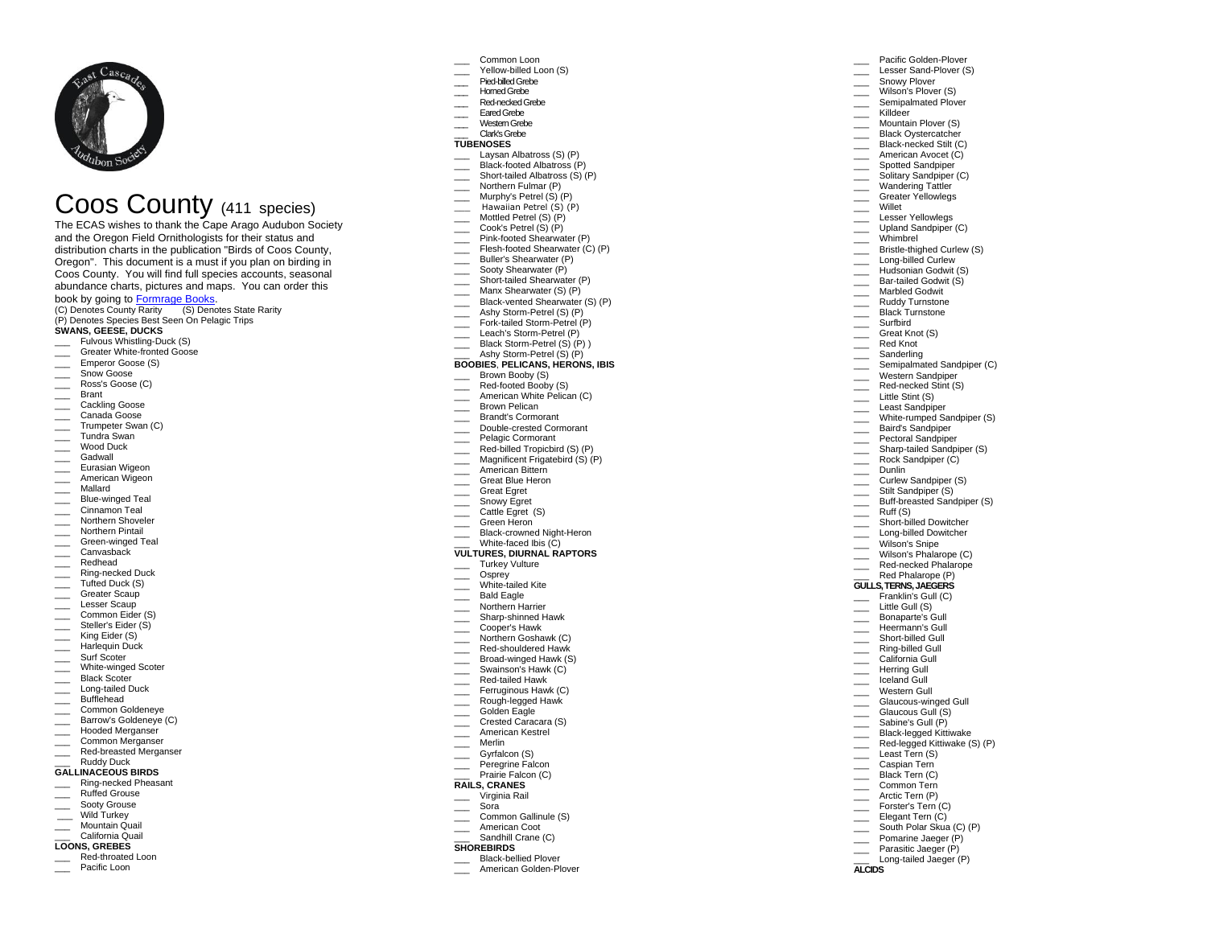# Coos County (411 species)

The ECAS wishes to thank the Cape Arago Audubon Society and the Oregon Field Ornithologists for their status and distribution charts in the publication "Birds of Coos County, Oregon". This document is a must if you plan on birding in Coos County. You will find full species accounts, seasonal abundance charts, pictures and maps. You can order this book by going to Formrage Books.

(C) Denotes County Rarity (S) Denotes State Rarity
(P) Denotes Species Best Seen On Pelagic Trips

**SWANS, GEESE, DUCKS**

- ___ Fulvous Whistling-Duck (S)
- ___ Greater White-fronted Goose
- ___ Emperor Goose (S)
- ___ Snow Goose
- ___ Ross's Goose (C)
- ___ Brant
- ___ Cackling Goose
- ___ Canada Goose
- ___ Trumpeter Swan (C)
- ___ Tundra Swan
- ___ Wood Duck
- ___ Gadwall
- ___ Eurasian Wigeon
- ___ American Wigeon
- ___ Mallard
- ___ Blue-winged Teal
- ___ Cinnamon Teal
- ___ Northern Shoveler
- ___ Northern Pintail
- ___ Green-winged Teal
- ___ Canvasback
- ___ Redhead
- ___ Ring-necked Duck
- ___ Tufted Duck (S)
- ___ Greater Scaup
- ___ Lesser Scaup
- ___ Common Eider (S)
- ___ Steller's Eider (S)
- ___ King Eider (S)
- ___ Harlequin Duck
- ___ Surf Scoter
- ___ White-winged Scoter
- ___ Black Scoter
- ___ Long-tailed Duck
- ___ Bufflehead
- ___ Common Goldeneye
- ___ Barrow's Goldeneye (C)
- ___ Hooded Merganser
- ___ Common Merganser
- ___ Red-breasted Merganser
- ___ Ruddy Duck

**GALLINACEOUS BIRDS**

- ___ Ring-necked Pheasant
- ___ Ruffed Grouse
- ___ Sooty Grouse
- ___ Wild Turkey
- ___ Mountain Quail
- ___ California Quail

**LOONS, GREBES**

- ___ Red-throated Loon
- ___ Pacific Loon
- ___ Common Loon
- ___ Yellow-billed Loon (S)
- ___ Pied-billed Grebe
- ___ Horned Grebe
- ___ Red-necked Grebe
- ___ Eared Grebe
- ___ Western Grebe
- ___ Clark's Grebe

**TUBENOSES**

- ___ Laysan Albatross (S) (P)
- ___ Black-footed Albatross (P)
- ___ Short-tailed Albatross (S) (P)
- ___ Northern Fulmar (P)
- ___ Murphy's Petrel (S) (P)
- ___ Hawaiian Petrel (S) (P)
- ___ Mottled Petrel (S) (P)
- ___ Cook's Petrel (S) (P)
- ___ Pink-footed Shearwater (P)
- ___ Flesh-footed Shearwater (C) (P)
- ___ Buller's Shearwater (P)
- ___ Sooty Shearwater (P)
- ___ Short-tailed Shearwater (P)
- ___ Manx Shearwater (S) (P)
- ___ Black-vented Shearwater (S) (P)
- ___ Ashy Storm-Petrel (S) (P)
- ___ Fork-tailed Storm-Petrel (P)
- ___ Leach's Storm-Petrel (P)
- ___ Black Storm-Petrel (S) (P) )
- ___ Ashy Storm-Petrel (S) (P)

**BOOBIES, PELICANS, HERONS, IBIS**

- ___ Brown Booby (S)
- ___ Red-footed Booby (S)
- ___ American White Pelican (C)
- ___ Brown Pelican
- ___ Brandt's Cormorant
- ___ Double-crested Cormorant
- ___ Pelagic Cormorant
- ___ Red-billed Tropicbird (S) (P)
- ___ Magnificent Frigatebird (S) (P)
- ___ American Bittern
- ___ Great Blue Heron
- ___ Great Egret
- ___ Snowy Egret
- ___ Cattle Egret (S)
- ___ Green Heron
- ___ Black-crowned Night-Heron
- ___ White-faced Ibis (C)

**VULTURES, DIURNAL RAPTORS**

- ___ Turkey Vulture
- ___ Osprey
- ___ White-tailed Kite
- ___ Bald Eagle
- ___ Northern Harrier
- ___ Sharp-shinned Hawk
- ___ Cooper's Hawk
- ___ Northern Goshawk (C)
- ___ Red-shouldered Hawk
- ___ Broad-winged Hawk (S)
- ___ Swainson's Hawk (C)
- ___ Red-tailed Hawk
- ___ Ferruginous Hawk (C)
- ___ Rough-legged Hawk
- ___ Golden Eagle
- ___ Crested Caracara (S)
- ___ American Kestrel
- ___ Merlin
- ___ Gyrfalcon (S)
- ___ Peregrine Falcon
- ___ Prairie Falcon (C)

**RAILS, CRANES**

- ___ Virginia Rail
- ___ Sora
- ___ Common Gallinule (S)
- ___ American Coot
- ___ Sandhill Crane (C)

**SHOREBIRDS**

- ___ Black-bellied Plover
- ___ American Golden-Plover
- ___ Pacific Golden-Plover
- ___ Lesser Sand-Plover (S)
- ___ Snowy Plover
- ___ Wilson's Plover (S)
- ___ Semipalmated Plover
- ___ Killdeer
- ___ Mountain Plover (S)
- ___ Black Oystercatcher
- ___ Black-necked Stilt (C)
- ___ American Avocet (C)
- ___ Spotted Sandpiper
- ___ Solitary Sandpiper (C)
- ___ Wandering Tattler
- ___ Greater Yellowlegs
- ___ Willet
- ___ Lesser Yellowlegs
- ___ Upland Sandpiper (C)
- ___ Whimbrel
- ___ Bristle-thighed Curlew (S)
- ___ Long-billed Curlew
- ___ Hudsonian Godwit (S)
- ___ Bar-tailed Godwit (S)
- ___ Marbled Godwit
- ___ Ruddy Turnstone
- ___ Black Turnstone
- ___ Surfbird
- ___ Great Knot (S)
- ___ Red Knot
- ___ Sanderling
- ___ Semipalmated Sandpiper (C)
- ___ Western Sandpiper
- ___ Red-necked Stint (S)
- ___ Little Stint (S)
- ___ Least Sandpiper
- ___ White-rumped Sandpiper (S)
- ___ Baird's Sandpiper
- ___ Pectoral Sandpiper
- ___ Sharp-tailed Sandpiper (S)
- ___ Rock Sandpiper (C)
- ___ Dunlin
- ___ Curlew Sandpiper (S)
- ___ Stilt Sandpiper (S)
- ___ Buff-breasted Sandpiper (S)
- ___ Ruff (S)
- ___ Short-billed Dowitcher
- ___ Long-billed Dowitcher
- ___ Wilson's Snipe
- ___ Wilson's Phalarope (C)
- ___ Red-necked Phalarope
- ___ Red Phalarope (P)

**GULLS, TERNS, JAEGERS**

- ___ Franklin's Gull (C)
- ___ Little Gull (S)
- ___ Bonaparte's Gull
- ___ Heermann's Gull
- ___ Short-billed Gull
- ___ Ring-billed Gull
- ___ California Gull
- ___ Herring Gull
- ___ Iceland Gull
- ___ Western Gull
- ___ Glaucous-winged Gull
- ___ Glaucous Gull (S)
- ___ Sabine's Gull (P)
- ___ Black-legged Kittiwake
- ___ Red-legged Kittiwake (S) (P)
- ___ Least Tern (S)
- ___ Caspian Tern
- ___ Black Tern (C)
- ___ Common Tern
- ___ Arctic Tern (P)
- ___ Forster's Tern (C)
- ___ Elegant Tern (C)
- ___ South Polar Skua (C) (P)
- ___ Pomarine Jaeger (P)
- ___ Parasitic Jaeger (P)
- ___ Long-tailed Jaeger (P)

**ALCIDS**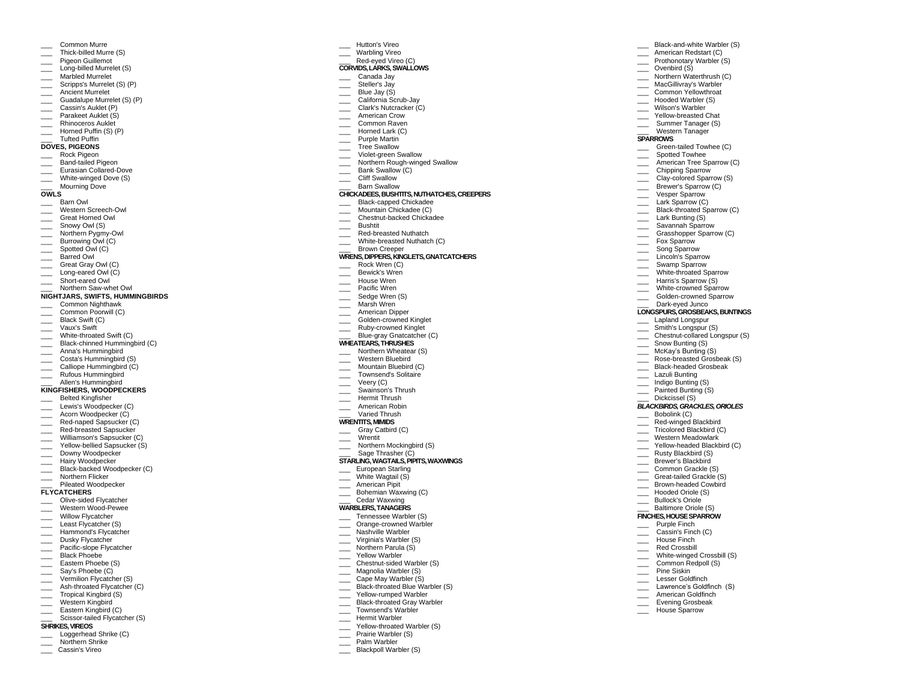___ Common Murre
___ Thick-billed Murre (S)
___ Pigeon Guillemot
___ Long-billed Murrelet (S)
___ Marbled Murrelet
___ Scripps's Murrelet (S) (P)
___ Ancient Murrelet
___ Guadalupe Murrelet (S) (P)
___ Cassin's Auklet (P)
___ Parakeet Auklet (S)
___ Rhinoceros Auklet
___ Horned Puffin (S) (P)
___ Tufted Puffin

**DOVES, PIGEONS**

___ Rock Pigeon
___ Band-tailed Pigeon
___ Eurasian Collared-Dove
___ White-winged Dove (S)
___ Mourning Dove

**OWLS**

___ Barn Owl
___ Western Screech-Owl
___ Great Horned Owl
___ Snowy Owl (S)
___ Northern Pygmy-Owl
___ Burrowing Owl (C)
___ Spotted Owl (C)
___ Barred Owl
___ Great Gray Owl (C)
___ Long-eared Owl (C)
___ Short-eared Owl
___ Northern Saw-whet Owl

**NIGHTJARS, SWIFTS, HUMMINGBIRDS**

___ Common Nighthawk
___ Common Poorwill (C)
___ Black Swift (C)
___ Vaux's Swift
___ White-throated Swift (C)
___ Black-chinned Hummingbird (C)
___ Anna's Hummingbird
___ Costa's Hummingbird (S)
___ Calliope Hummingbird (C)
___ Rufous Hummingbird
___ Allen's Hummingbird

**KINGFISHERS, WOODPECKERS**

___ Belted Kingfisher
___ Lewis's Woodpecker (C)
___ Acorn Woodpecker (C)
___ Red-naped Sapsucker (C)
___ Red-breasted Sapsucker
___ Williamson's Sapsucker (C)
___ Yellow-bellied Sapsucker (S)
___ Downy Woodpecker
___ Hairy Woodpecker
___ Black-backed Woodpecker (C)
___ Northern Flicker
___ Pileated Woodpecker

**FLYCATCHERS**

___ Olive-sided Flycatcher
___ Western Wood-Pewee
___ Willow Flycatcher
___ Least Flycatcher (S)
___ Hammond's Flycatcher
___ Dusky Flycatcher
___ Pacific-slope Flycatcher
___ Black Phoebe
___ Eastern Phoebe (S)
___ Say's Phoebe (C)
___ Vermilion Flycatcher (S)
___ Ash-throated Flycatcher (C)
___ Tropical Kingbird (S)
___ Western Kingbird
___ Eastern Kingbird (C)
___ Scissor-tailed Flycatcher (S)

**SHRIKES, VIREOS**

___ Loggerhead Shrike (C)
___ Northern Shrike
___ Cassin's Vireo
___ Hutton's Vireo
___ Warbling Vireo
___ Red-eyed Vireo (C)

**CORVIDS, LARKS, SWALLOWS**

___ Canada Jay
___ Steller's Jay
___ Blue Jay (S)
___ California Scrub-Jay
___ Clark's Nutcracker (C)
___ American Crow
___ Common Raven
___ Horned Lark (C)
___ Purple Martin
___ Tree Swallow
___ Violet-green Swallow
___ Northern Rough-winged Swallow
___ Bank Swallow (C)
___ Cliff Swallow
___ Barn Swallow

**CHICKADEES, BUSHTITS, NUTHATCHES, CREEPERS**

___ Black-capped Chickadee
___ Mountain Chickadee (C)
___ Chestnut-backed Chickadee
___ Bushtit
___ Red-breasted Nuthatch
___ White-breasted Nuthatch (C)
___ Brown Creeper

**WRENS, DIPPERS, KINGLETS, GNATCATCHERS**

___ Rock Wren (C)
___ Bewick's Wren
___ House Wren
___ Pacific Wren
___ Sedge Wren (S)
___ Marsh Wren
___ American Dipper
___ Golden-crowned Kinglet
___ Ruby-crowned Kinglet
___ Blue-gray Gnatcatcher (C)

**WHEATEARS, THRUSHES**

___ Northern Wheatear (S)
___ Western Bluebird
___ Mountain Bluebird (C)
___ Townsend's Solitaire
___ Veery (C)
___ Swainson's Thrush
___ Hermit Thrush
___ American Robin
___ Varied Thrush

**WRENTITS, MIMIDS**

___ Gray Catbird (C)
___ Wrentit
___ Northern Mockingbird (S)
___ Sage Thrasher (C)

**STARLING, WAGTAILS, PIPITS, WAXWINGS**

___ European Starling
___ White Wagtail (S)
___ American Pipit
___ Bohemian Waxwing (C)
___ Cedar Waxwing

**WARBLERS, TANAGERS**

___ Tennessee Warbler (S)
___ Orange-crowned Warbler
___ Nashville Warbler
___ Virginia's Warbler (S)
___ Northern Parula (S)
___ Yellow Warbler
___ Chestnut-sided Warbler (S)
___ Magnolia Warbler (S)
___ Cape May Warbler (S)
___ Black-throated Blue Warbler (S)
___ Yellow-rumped Warbler
___ Black-throated Gray Warbler
___ Townsend's Warbler
___ Hermit Warbler
___ Yellow-throated Warbler (S)
___ Prairie Warbler (S)
___ Palm Warbler
___ Blackpoll Warbler (S)
___ Black-and-white Warbler (S)
___ American Redstart (C)
___ Prothonotary Warbler (S)
___ Ovenbird (S)
___ Northern Waterthrush (C)
___ MacGillivray's Warbler
___ Common Yellowthroat
___ Hooded Warbler (S)
___ Wilson's Warbler
___ Yellow-breasted Chat
___ Summer Tanager (S)
___ Western Tanager

**SPARROWS**

___ Green-tailed Towhee (C)
___ Spotted Towhee
___ American Tree Sparrow (C)
___ Chipping Sparrow
___ Clay-colored Sparrow (S)
___ Brewer's Sparrow (C)
___ Vesper Sparrow
___ Lark Sparrow (C)
___ Black-throated Sparrow (C)
___ Lark Bunting (S)
___ Savannah Sparrow
___ Grasshopper Sparrow (C)
___ Fox Sparrow
___ Song Sparrow
___ Lincoln's Sparrow
___ Swamp Sparrow
___ White-throated Sparrow
___ Harris's Sparrow (S)
___ White-crowned Sparrow
___ Golden-crowned Sparrow
___ Dark-eyed Junco

**LONGSPURS, GROSBEAKS, BUNTINGS**

___ Lapland Longspur
___ Smith's Longspur (S)
___ Chestnut-collared Longspur (S)
___ Snow Bunting (S)
___ McKay's Bunting (S)
___ Rose-breasted Grosbeak (S)
___ Black-headed Grosbeak
___ Lazuli Bunting
___ Indigo Bunting (S)
___ Painted Bunting (S)
___ Dickcissel (S)

***BLACKBIRDS, GRACKLES, ORIOLES***

___ Bobolink (C)
___ Red-winged Blackbird
___ Tricolored Blackbird (C)
___ Western Meadowlark
___ Yellow-headed Blackbird (C)
___ Rusty Blackbird (S)
___ Brewer's Blackbird
___ Common Grackle (S)
___ Great-tailed Grackle (S)
___ Brown-headed Cowbird
___ Hooded Oriole (S)
___ Bullock's Oriole
___ Baltimore Oriole (S)

**FINCHES, HOUSE SPARROW**

___ Purple Finch
___ Cassin's Finch (C)
___ House Finch
___ Red Crossbill
___ White-winged Crossbill (S)
___ Common Redpoll (S)
___ Pine Siskin
___ Lesser Goldfinch
___ Lawrence's Goldfinch (S)
___ American Goldfinch
___ Evening Grosbeak
___ House Sparrow